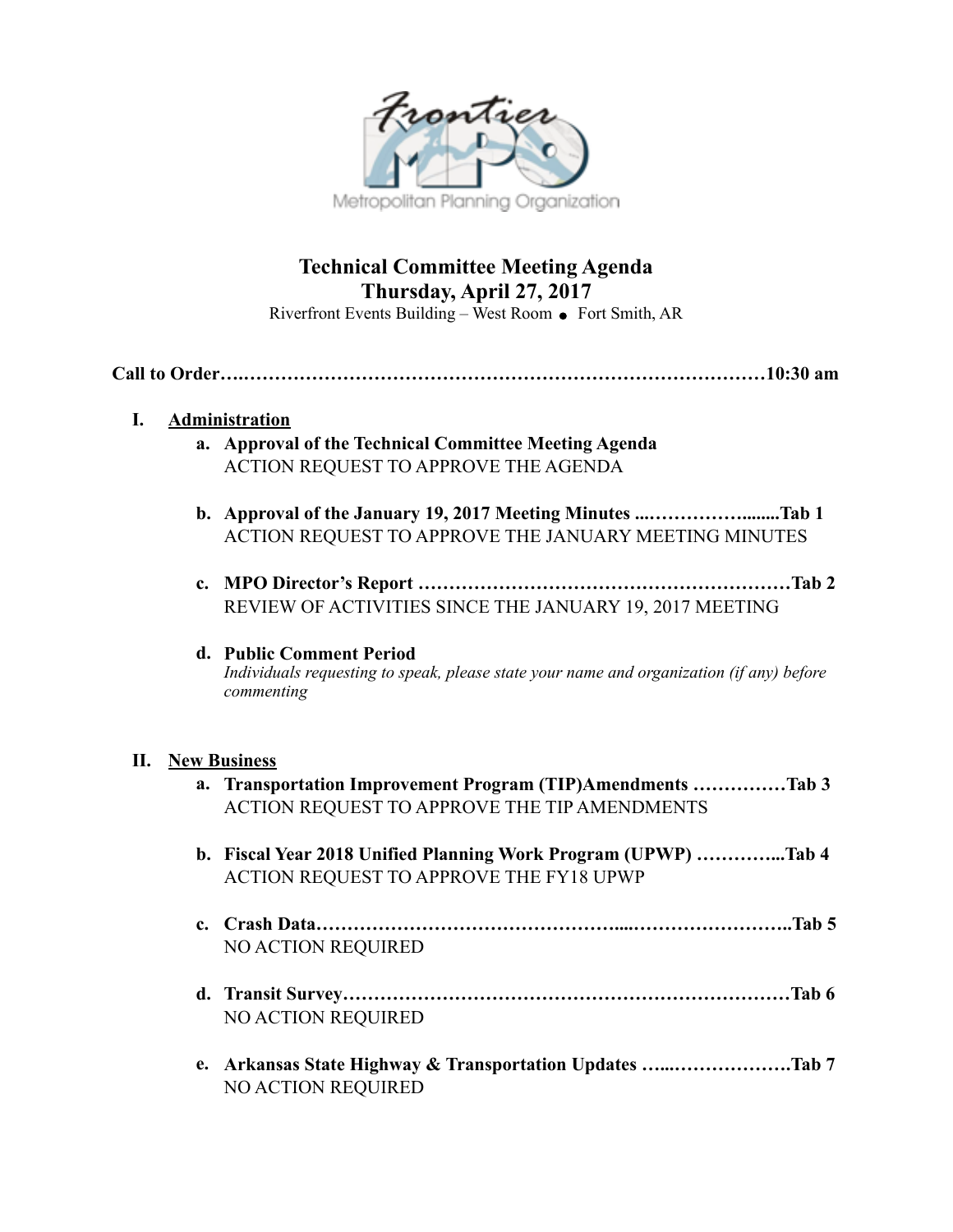Frontier MPO

Metropolitan Planning Organization

# Technical Committee Meeting Agenda
## Thursday, April 27, 2017

Riverfront Events Building – West Room • Fort Smith, AR

**Call to Order…..…………………………………………………………………10:30 am**

**I. <u>Administration</u>**

a. **Approval of the Technical Committee Meeting Agenda**
   ACTION REQUEST TO APPROVE THE AGENDA

b. **Approval of the January 19, 2017 Meeting Minutes ....…………….......Tab 1**
   ACTION REQUEST TO APPROVE THE JANUARY MEETING MINUTES

c. **MPO Director's Report ……………………………………………………Tab 2**
   REVIEW OF ACTIVITIES SINCE THE JANUARY 19, 2017 MEETING

d. **Public Comment Period**
   *Individuals requesting to speak, please state your name and organization (if any) before commenting*

**II. <u>New Business</u>**

a. **Transportation Improvement Program (TIP)Amendments ……………Tab 3**
   ACTION REQUEST TO APPROVE THE TIP AMENDMENTS

b. **Fiscal Year 2018 Unified Planning Work Program (UPWP) …………...Tab 4**
   ACTION REQUEST TO APPROVE THE FY18 UPWP

c. **Crash Data……………………………………….....……………………..Tab 5**
   NO ACTION REQUIRED

d. **Transit Survey……………………………………………………………Tab 6**
   NO ACTION REQUIRED

e. **Arkansas State Highway & Transportation Updates …...……………….Tab 7**
   NO ACTION REQUIRED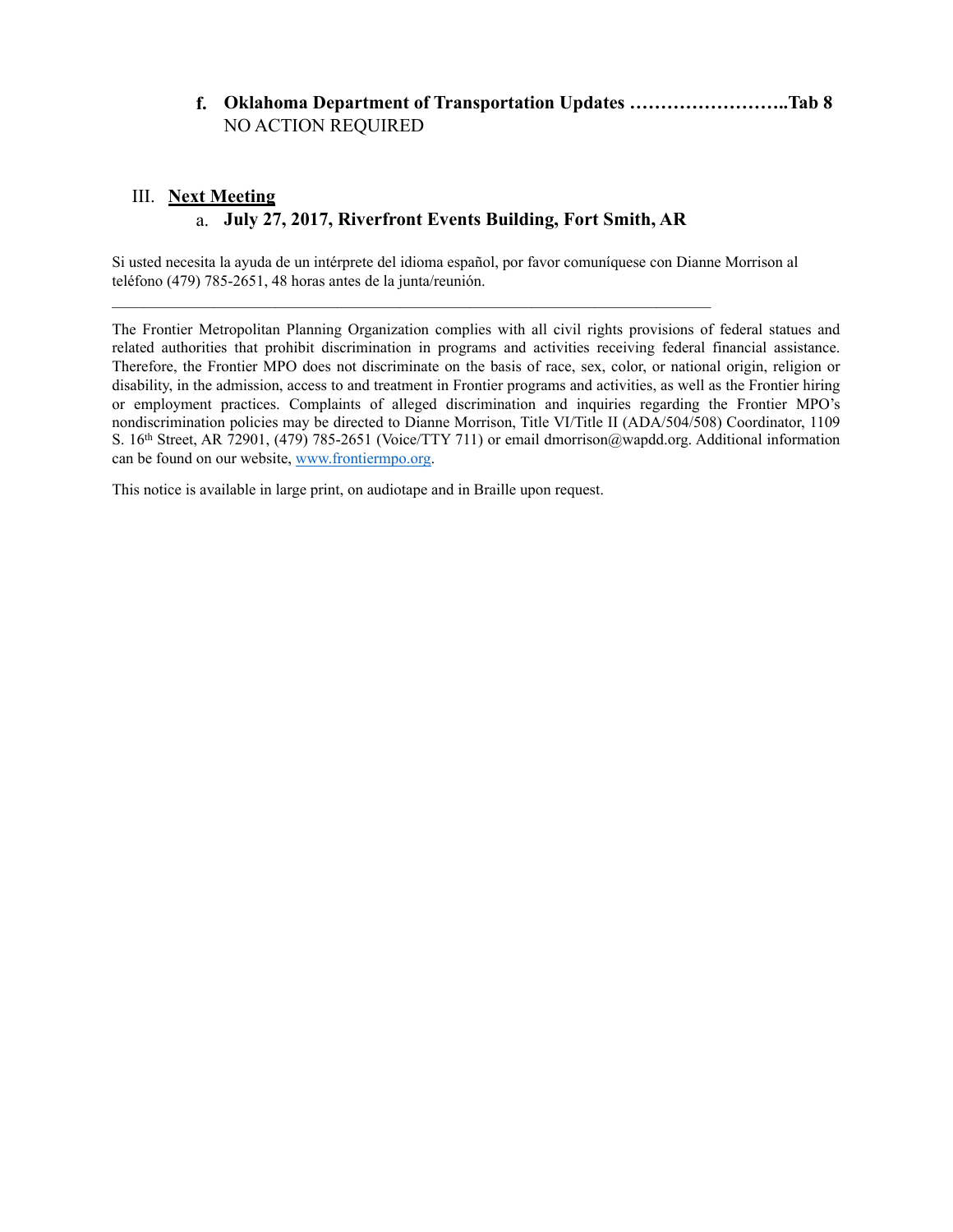f. **Oklahoma Department of Transportation Updates ……………………..Tab 8**
NO ACTION REQUIRED

III. **Next Meeting**

a. **July 27, 2017, Riverfront Events Building, Fort Smith, AR**

Si usted necesita la ayuda de un intérprete del idioma español, por favor comuníquese con Dianne Morrison al teléfono (479) 785-2651, 48 horas antes de la junta/reunión.

---

The Frontier Metropolitan Planning Organization complies with all civil rights provisions of federal statues and related authorities that prohibit discrimination in programs and activities receiving federal financial assistance. Therefore, the Frontier MPO does not discriminate on the basis of race, sex, color, or national origin, religion or disability, in the admission, access to and treatment in Frontier programs and activities, as well as the Frontier hiring or employment practices. Complaints of alleged discrimination and inquiries regarding the Frontier MPO's nondiscrimination policies may be directed to Dianne Morrison, Title VI/Title II (ADA/504/508) Coordinator, 1109 S. 16th Street, AR 72901, (479) 785-2651 (Voice/TTY 711) or email dmorrison@wapdd.org. Additional information can be found on our website, www.frontiermpo.org.

This notice is available in large print, on audiotape and in Braille upon request.